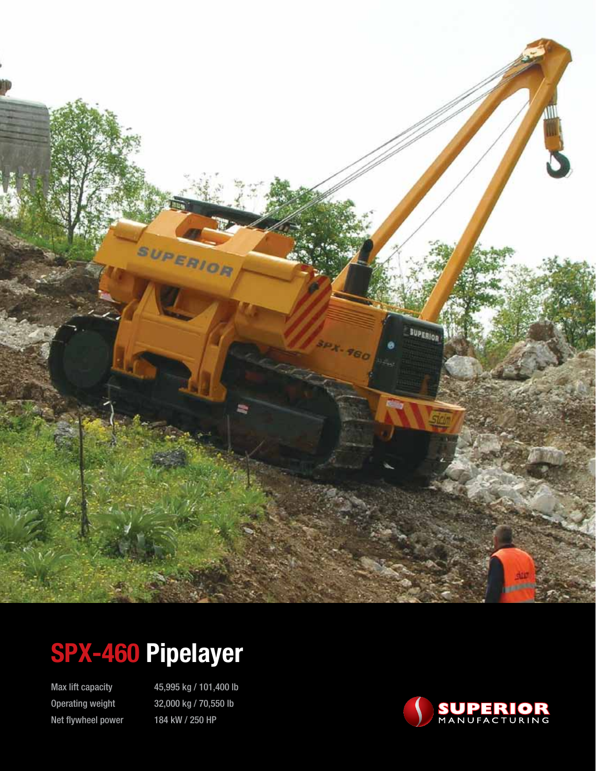# SPX-460 Pipelayer

| | |
|---|---|
| Max lift capacity | 45,995 kg / 101,400 lb |
| Operating weight | 32,000 kg / 70,550 lb |
| Net flywheel power | 184 kW / 250 HP |

SUPERIOR MANUFACTURING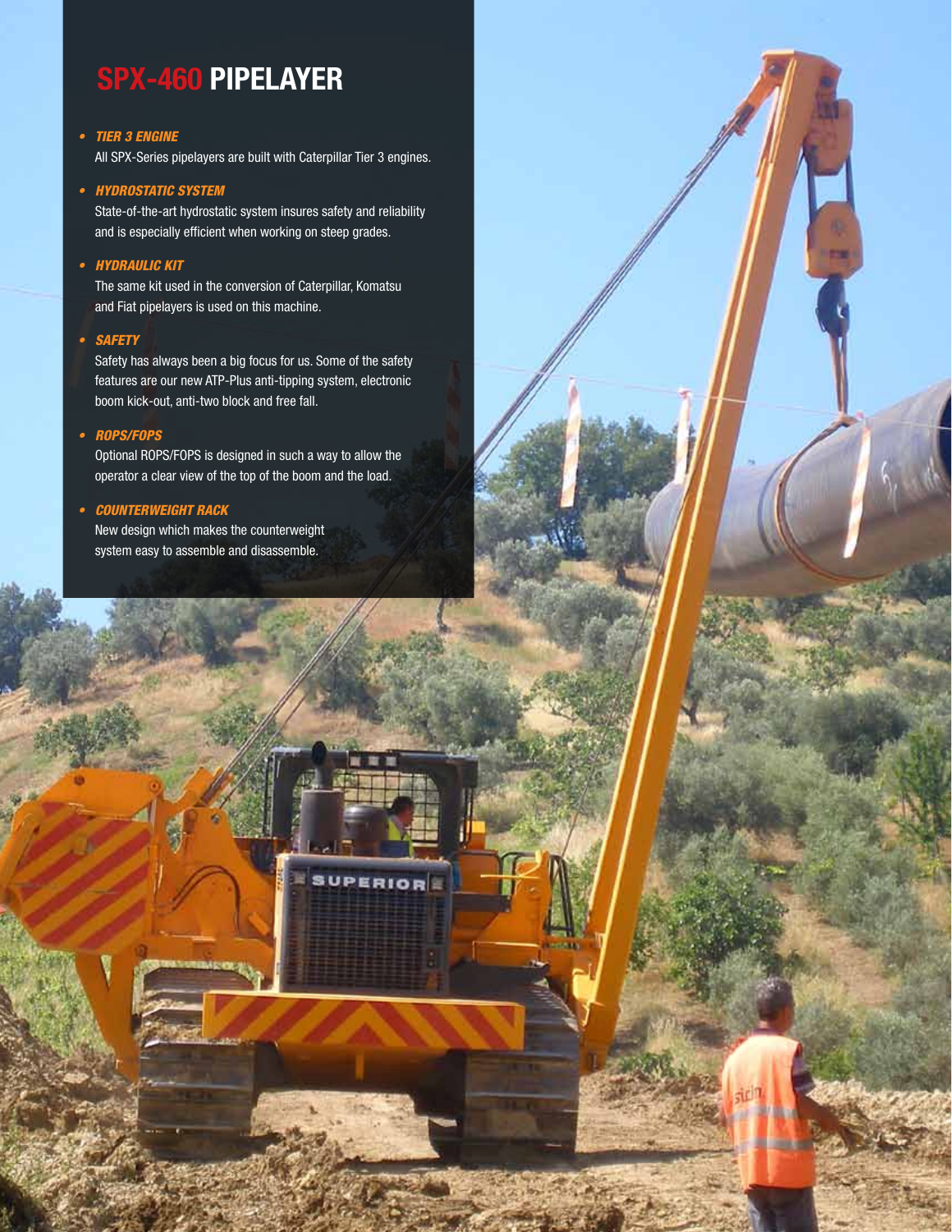# SPX-460 PIPELAYER

- ***TIER 3 ENGINE***
  All SPX-Series pipelayers are built with Caterpillar Tier 3 engines.

- ***HYDROSTATIC SYSTEM***
  State-of-the-art hydrostatic system insures safety and reliability and is especially efficient when working on steep grades.

- ***HYDRAULIC KIT***
  The same kit used in the conversion of Caterpillar, Komatsu and Fiat pipelayers is used on this machine.

- ***SAFETY***
  Safety has always been a big focus for us. Some of the safety features are our new ATP-Plus anti-tipping system, electronic boom kick-out, anti-two block and free fall.

- ***ROPS/FOPS***
  Optional ROPS/FOPS is designed in such a way to allow the operator a clear view of the top of the boom and the load.

- ***COUNTERWEIGHT RACK***
  New design which makes the counterweight system easy to assemble and disassemble.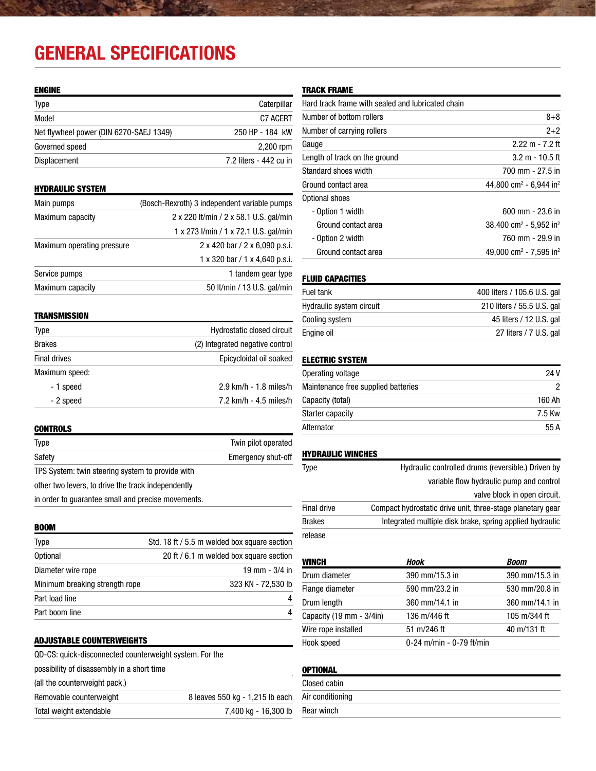# GENERAL SPECIFICATIONS

### ENGINE

| | |
|---|---|
| Type | Caterpillar |
| Model | C7 ACERT |
| Net flywheel power (DIN 6270-SAEJ 1349) | 250 HP - 184 kW |
| Governed speed | 2,200 rpm |
| Displacement | 7.2 liters - 442 cu in |

### HYDRAULIC SYSTEM

| | |
|---|---|
| Main pumps | (Bosch-Rexroth) 3 independent variable pumps |
| Maximum capacity | 2 x 220 lt/min / 2 x 58.1 U.S. gal/min |
| | 1 x 273 l/min / 1 x 72.1 U.S. gal/min |
| Maximum operating pressure | 2 x 420 bar / 2 x 6,090 p.s.i. |
| | 1 x 320 bar / 1 x 4,640 p.s.i. |
| Service pumps | 1 tandem gear type |
| Maximum capacity | 50 lt/min / 13 U.S. gal/min |

### TRANSMISSION

| | |
|---|---|
| Type | Hydrostatic closed circuit |
| Brakes | (2) Integrated negative control |
| Final drives | Epicycloidal oil soaked |
| Maximum speed: | |
| - 1 speed | 2.9 km/h - 1.8 miles/h |
| - 2 speed | 7.2 km/h - 4.5 miles/h |

### CONTROLS

| | |
|---|---|
| Type | Twin pilot operated |
| Safety | Emergency shut-off |

TPS System: twin steering system to provide with other two levers, to drive the track independently in order to guarantee small and precise movements.

### BOOM

| | |
|---|---|
| Type | Std. 18 ft / 5.5 m welded box square section |
| Optional | 20 ft / 6.1 m welded box square section |
| Diameter wire rope | 19 mm - 3/4 in |
| Minimum breaking strength rope | 323 KN - 72,530 lb |
| Part load line | 4 |
| Part boom line | 4 |

### ADJUSTABLE COUNTERWEIGHTS

QD-CS: quick-disconnected counterweight system. For the possibility of disassembly in a short time (all the counterweight pack.)

| | |
|---|---|
| Removable counterweight | 8 leaves 550 kg - 1,215 lb each |
| Total weight extendable | 7,400 kg - 16,300 lb |

### TRACK FRAME

Hard track frame with sealed and lubricated chain

| | |
|---|---|
| Number of bottom rollers | 8+8 |
| Number of carrying rollers | 2+2 |
| Gauge | 2.22 m - 7.2 ft |
| Length of track on the ground | 3.2 m - 10.5 ft |
| Standard shoes width | 700 mm - 27.5 in |
| Ground contact area | 44,800 cm² - 6,944 in² |
| Optional shoes | |
| - Option 1 width | 600 mm - 23.6 in |
| Ground contact area | 38,400 cm² - 5,952 in² |
| - Option 2 width | 760 mm - 29.9 in |
| Ground contact area | 49,000 cm² - 7,595 in² |

### FLUID CAPACITIES

| | |
|---|---|
| Fuel tank | 400 liters / 105.6 U.S. gal |
| Hydraulic system circuit | 210 liters / 55.5 U.S. gal |
| Cooling system | 45 liters / 12 U.S. gal |
| Engine oil | 27 liters / 7 U.S. gal |

### ELECTRIC SYSTEM

| | |
|---|---|
| Operating voltage | 24 V |
| Maintenance free supplied batteries | 2 |
| Capacity (total) | 160 Ah |
| Starter capacity | 7.5 Kw |
| Alternator | 55 A |

### HYDRAULIC WINCHES

| | |
|---|---|
| Type | Hydraulic controlled drums (reversible.) Driven by variable flow hydraulic pump and control valve block in open circuit. |
| Final drive | Compact hydrostatic drive unit, three-stage planetary gear |
| Brakes | Integrated multiple disk brake, spring applied hydraulic release |

| WINCH | *Hook* | *Boom* |
|---|---|---|
| Drum diameter | 390 mm/15.3 in | 390 mm/15.3 in |
| Flange diameter | 590 mm/23.2 in | 530 mm/20.8 in |
| Drum length | 360 mm/14.1 in | 360 mm/14.1 in |
| Capacity (19 mm - 3/4in) | 136 m/446 ft | 105 m/344 ft |
| Wire rope installed | 51 m/246 ft | 40 m/131 ft |
| Hook speed | 0-24 m/min - 0-79 ft/min | |

### OPTIONAL

- Closed cabin
- Air conditioning
- Rear winch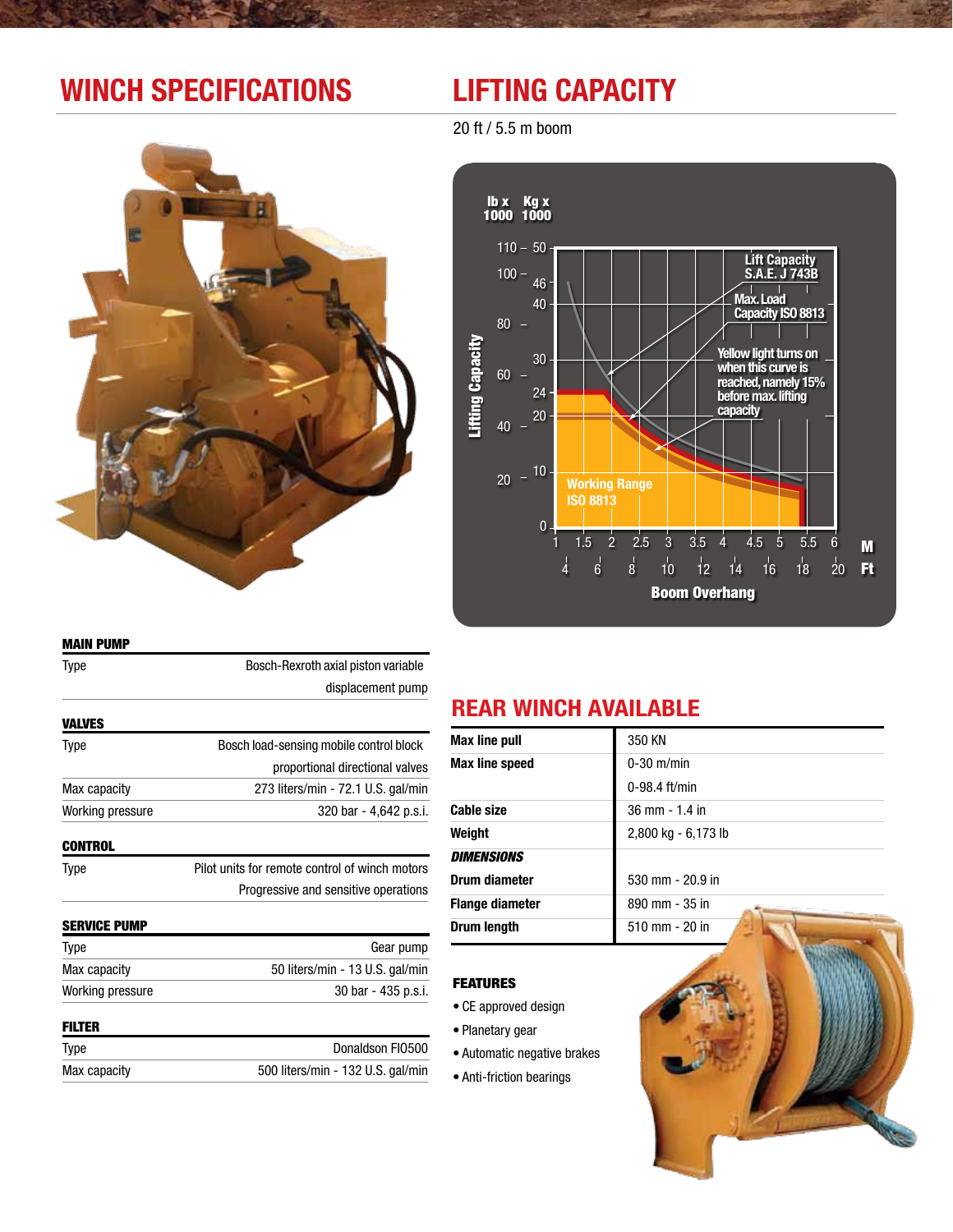## WINCH SPECIFICATIONS

**MAIN PUMP**

| | |
|---|---|
| Type | Bosch-Rexroth axial piston variable displacement pump |

**VALVES**

| | |
|---|---|
| Type | Bosch load-sensing mobile control block proportional directional valves |
| Max capacity | 273 liters/min - 72.1 U.S. gal/min |
| Working pressure | 320 bar - 4,642 p.s.i. |

**CONTROL**

| | |
|---|---|
| Type | Pilot units for remote control of winch motors Progressive and sensitive operations |

**SERVICE PUMP**

| | |
|---|---|
| Type | Gear pump |
| Max capacity | 50 liters/min - 13 U.S. gal/min |
| Working pressure | 30 bar - 435 p.s.i. |

**FILTER**

| | |
|---|---|
| Type | Donaldson FI0500 |
| Max capacity | 500 liters/min - 132 U.S. gal/min |

## LIFTING CAPACITY

20 ft / 5.5 m boom

Lifting Capacity (lb x 1000 / Kg x 1000) vs. Boom Overhang (M / Ft)

- Lift Capacity S.A.E. J 743B
- Max. Load Capacity ISO 8813
- Yellow light turns on when this curve is reached, namely 15% before max. lifting capacity
- Working Range ISO 8813

## REAR WINCH AVAILABLE

| | |
|---|---|
| **Max line pull** | 350 KN |
| **Max line speed** | 0-30 m/min<br>0-98.4 ft/min |
| **Cable size** | 36 mm - 1.4 in |
| **Weight** | 2,800 kg - 6,173 lb |
| ***DIMENSIONS*** | |
| **Drum diameter** | 530 mm - 20.9 in |
| **Flange diameter** | 890 mm - 35 in |
| **Drum length** | 510 mm - 20 in |

**FEATURES**

- CE approved design
- Planetary gear
- Automatic negative brakes
- Anti-friction bearings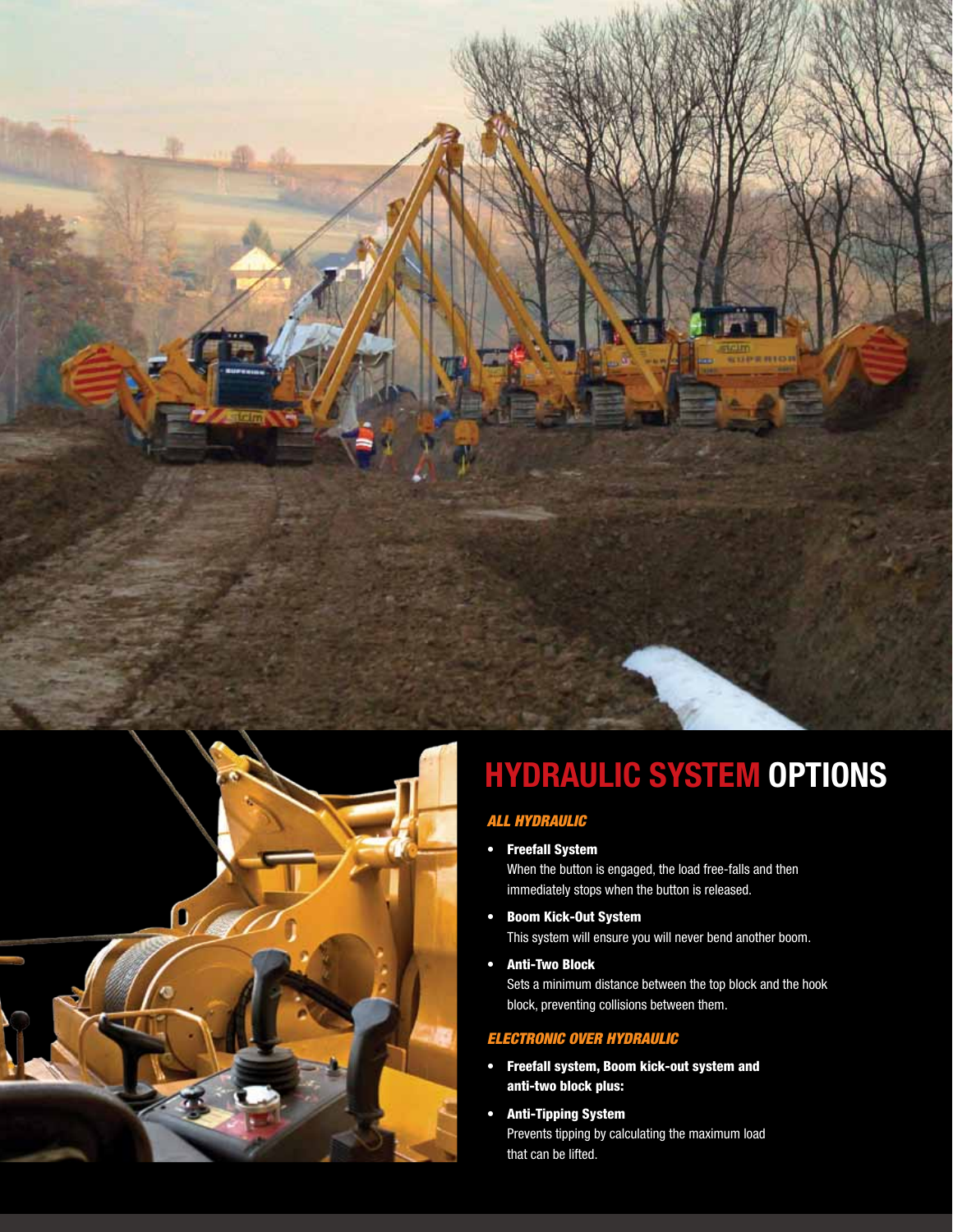# HYDRAULIC SYSTEM OPTIONS

### *ALL HYDRAULIC*

- **Freefall System**
  When the button is engaged, the load free-falls and then immediately stops when the button is released.
- **Boom Kick-Out System**
  This system will ensure you will never bend another boom.
- **Anti-Two Block**
  Sets a minimum distance between the top block and the hook block, preventing collisions between them.

### *ELECTRONIC OVER HYDRAULIC*

- **Freefall system, Boom kick-out system and anti-two block plus:**
- **Anti-Tipping System**
  Prevents tipping by calculating the maximum load that can be lifted.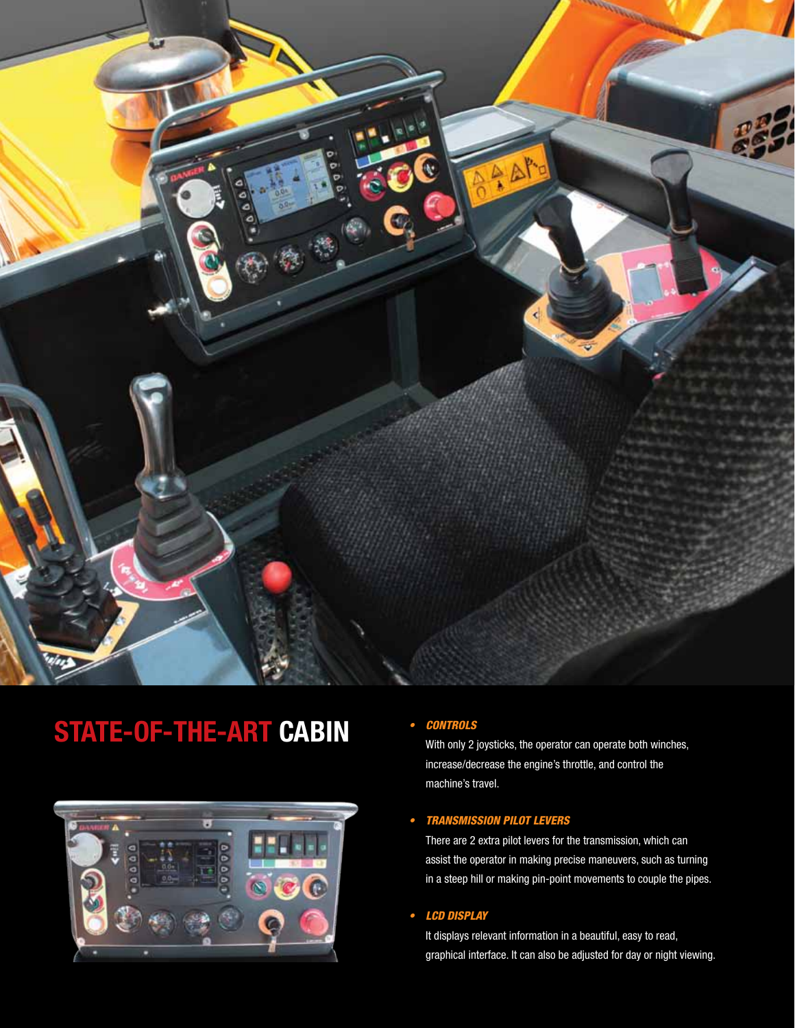## STATE-OF-THE-ART CABIN

- ***CONTROLS***

  With only 2 joysticks, the operator can operate both winches, increase/decrease the engine's throttle, and control the machine's travel.

- ***TRANSMISSION PILOT LEVERS***

  There are 2 extra pilot levers for the transmission, which can assist the operator in making precise maneuvers, such as turning in a steep hill or making pin-point movements to couple the pipes.

- ***LCD DISPLAY***

  It displays relevant information in a beautiful, easy to read, graphical interface. It can also be adjusted for day or night viewing.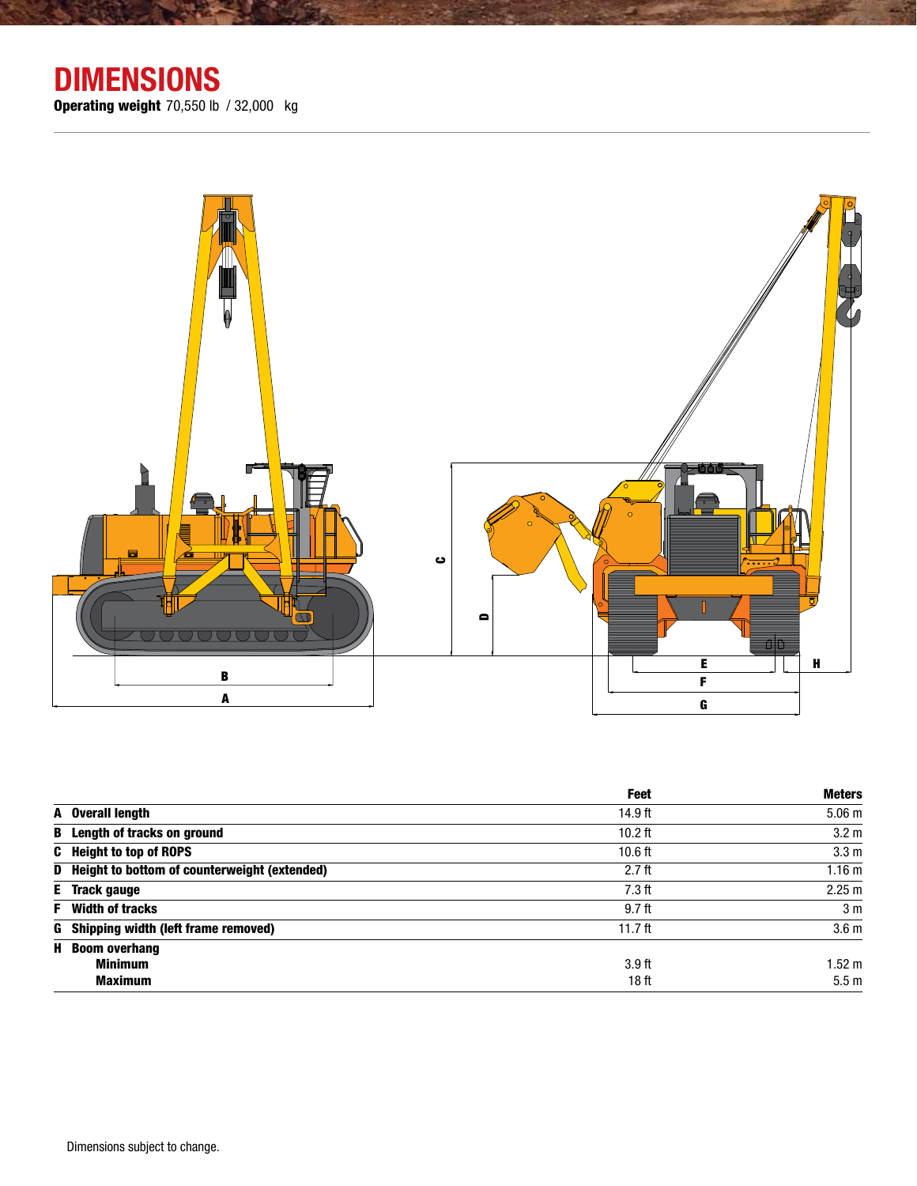# DIMENSIONS

**Operating weight** 70,550 lb / 32,000 kg

| | | Feet | Meters |
|---|---|---|---|
| **A** | **Overall length** | 14.9 ft | 5.06 m |
| **B** | **Length of tracks on ground** | 10.2 ft | 3.2 m |
| **C** | **Height to top of ROPS** | 10.6 ft | 3.3 m |
| **D** | **Height to bottom of counterweight (extended)** | 2.7 ft | 1.16 m |
| **E** | **Track gauge** | 7.3 ft | 2.25 m |
| **F** | **Width of tracks** | 9.7 ft | 3 m |
| **G** | **Shipping width (left frame removed)** | 11.7 ft | 3.6 m |
| **H** | **Boom overhang** | | |
| | **Minimum** | 3.9 ft | 1.52 m |
| | **Maximum** | 18 ft | 5.5 m |

Dimensions subject to change.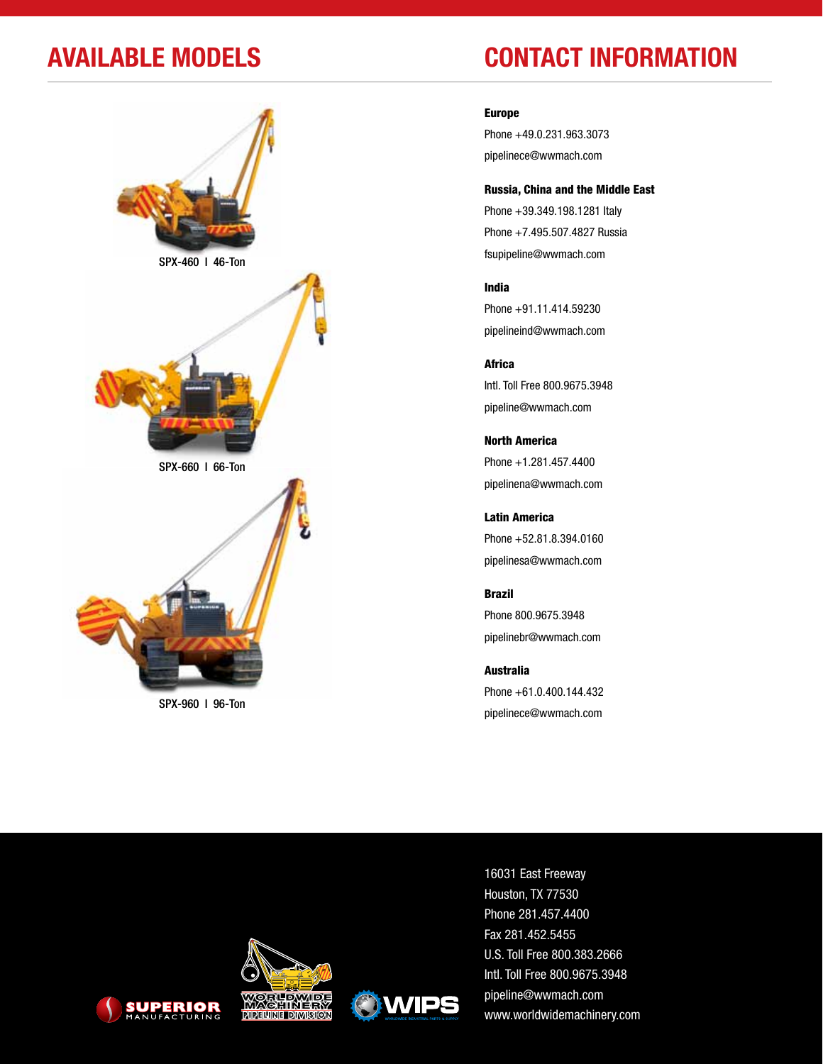## AVAILABLE MODELS

SPX-460 I 46-Ton

SPX-660 I 66-Ton

SPX-960 I 96-Ton

## CONTACT INFORMATION

**Europe**

Phone +49.0.231.963.3073

pipelinece@wwmach.com

**Russia, China and the Middle East**

Phone +39.349.198.1281 Italy

Phone +7.495.507.4827 Russia

fsupipeline@wwmach.com

**India**

Phone +91.11.414.59230

pipelineind@wwmach.com

**Africa**

Intl. Toll Free 800.9675.3948

pipeline@wwmach.com

**North America**

Phone +1.281.457.4400

pipelinena@wwmach.com

**Latin America**

Phone +52.81.8.394.0160

pipelinesa@wwmach.com

**Brazil**

Phone 800.9675.3948

pipelinebr@wwmach.com

**Australia**

Phone +61.0.400.144.432

pipelinece@wwmach.com

SUPERIOR MANUFACTURING

WORLDWIDE MACHINERY PIPELINE DIVISION

WIPS

16031 East Freeway
Houston, TX 77530
Phone 281.457.4400
Fax 281.452.5455
U.S. Toll Free 800.383.2666
Intl. Toll Free 800.9675.3948
pipeline@wwmach.com
www.worldwidemachinery.com